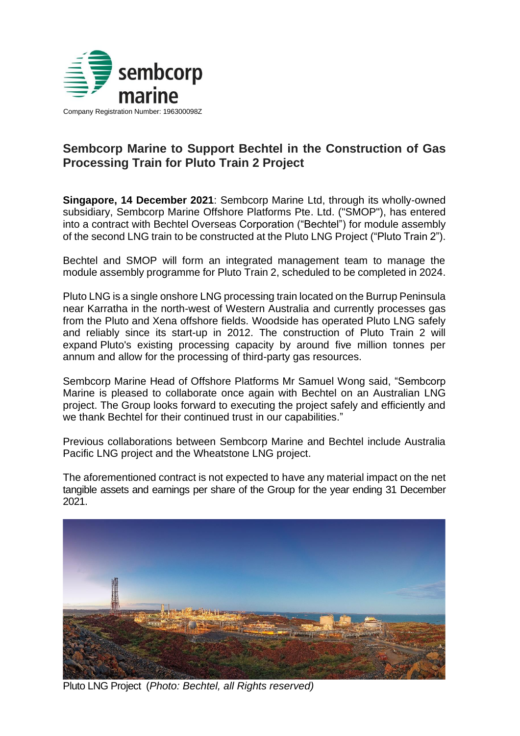sembcorp marine

Company Registration Number: 196300098Z

# Sembcorp Marine to Support Bechtel in the Construction of Gas Processing Train for Pluto Train 2 Project

**Singapore, 14 December 2021**: Sembcorp Marine Ltd, through its wholly-owned subsidiary, Sembcorp Marine Offshore Platforms Pte. Ltd. ("SMOP"), has entered into a contract with Bechtel Overseas Corporation ("Bechtel") for module assembly of the second LNG train to be constructed at the Pluto LNG Project ("Pluto Train 2").

Bechtel and SMOP will form an integrated management team to manage the module assembly programme for Pluto Train 2, scheduled to be completed in 2024.

Pluto LNG is a single onshore LNG processing train located on the Burrup Peninsula near Karratha in the north-west of Western Australia and currently processes gas from the Pluto and Xena offshore fields. Woodside has operated Pluto LNG safely and reliably since its start-up in 2012. The construction of Pluto Train 2 will expand Pluto's existing processing capacity by around five million tonnes per annum and allow for the processing of third-party gas resources.

Sembcorp Marine Head of Offshore Platforms Mr Samuel Wong said, "Sembcorp Marine is pleased to collaborate once again with Bechtel on an Australian LNG project. The Group looks forward to executing the project safely and efficiently and we thank Bechtel for their continued trust in our capabilities."

Previous collaborations between Sembcorp Marine and Bechtel include Australia Pacific LNG project and the Wheatstone LNG project.

The aforementioned contract is not expected to have any material impact on the net tangible assets and earnings per share of the Group for the year ending 31 December 2021.

Pluto LNG Project (*Photo: Bechtel, all Rights reserved)*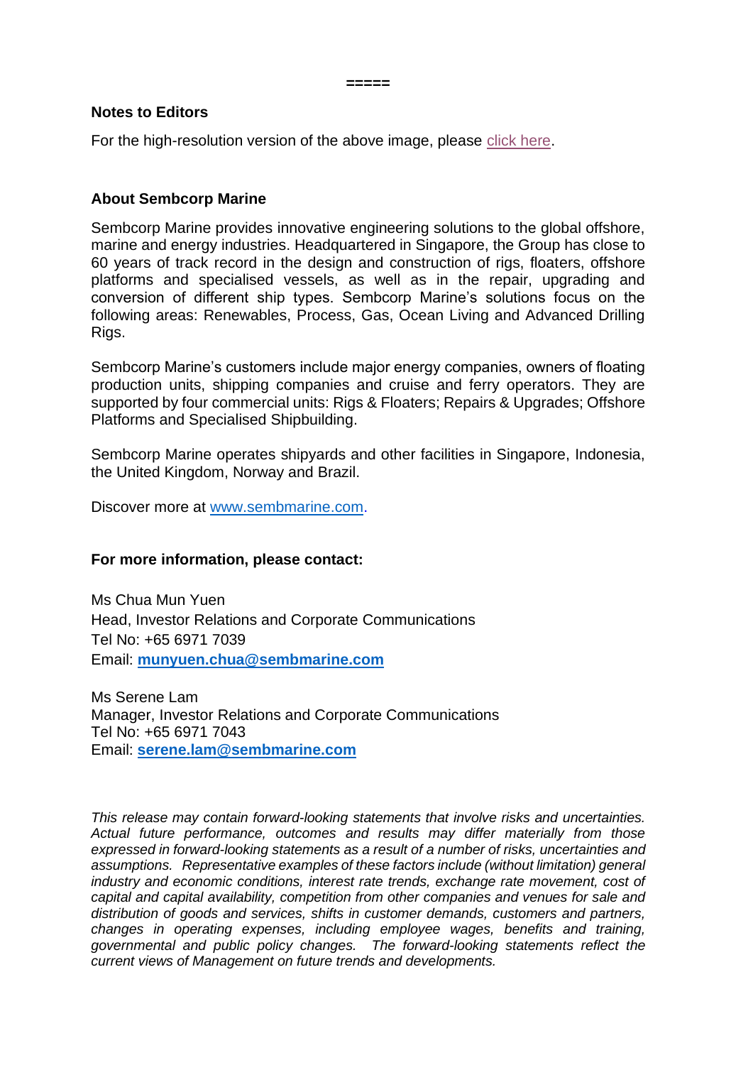=====

**Notes to Editors**

For the high-resolution version of the above image, please click here.

**About Sembcorp Marine**

Sembcorp Marine provides innovative engineering solutions to the global offshore, marine and energy industries. Headquartered in Singapore, the Group has close to 60 years of track record in the design and construction of rigs, floaters, offshore platforms and specialised vessels, as well as in the repair, upgrading and conversion of different ship types. Sembcorp Marine's solutions focus on the following areas: Renewables, Process, Gas, Ocean Living and Advanced Drilling Rigs.

Sembcorp Marine's customers include major energy companies, owners of floating production units, shipping companies and cruise and ferry operators. They are supported by four commercial units: Rigs & Floaters; Repairs & Upgrades; Offshore Platforms and Specialised Shipbuilding.

Sembcorp Marine operates shipyards and other facilities in Singapore, Indonesia, the United Kingdom, Norway and Brazil.

Discover more at www.sembmarine.com.

**For more information, please contact:**

Ms Chua Mun Yuen
Head, Investor Relations and Corporate Communications
Tel No: +65 6971 7039
Email: **munyuen.chua@sembmarine.com**

Ms Serene Lam
Manager, Investor Relations and Corporate Communications
Tel No: +65 6971 7043
Email: **serene.lam@sembmarine.com**

*This release may contain forward-looking statements that involve risks and uncertainties. Actual future performance, outcomes and results may differ materially from those expressed in forward-looking statements as a result of a number of risks, uncertainties and assumptions. Representative examples of these factors include (without limitation) general industry and economic conditions, interest rate trends, exchange rate movement, cost of capital and capital availability, competition from other companies and venues for sale and distribution of goods and services, shifts in customer demands, customers and partners, changes in operating expenses, including employee wages, benefits and training, governmental and public policy changes. The forward-looking statements reflect the current views of Management on future trends and developments.*